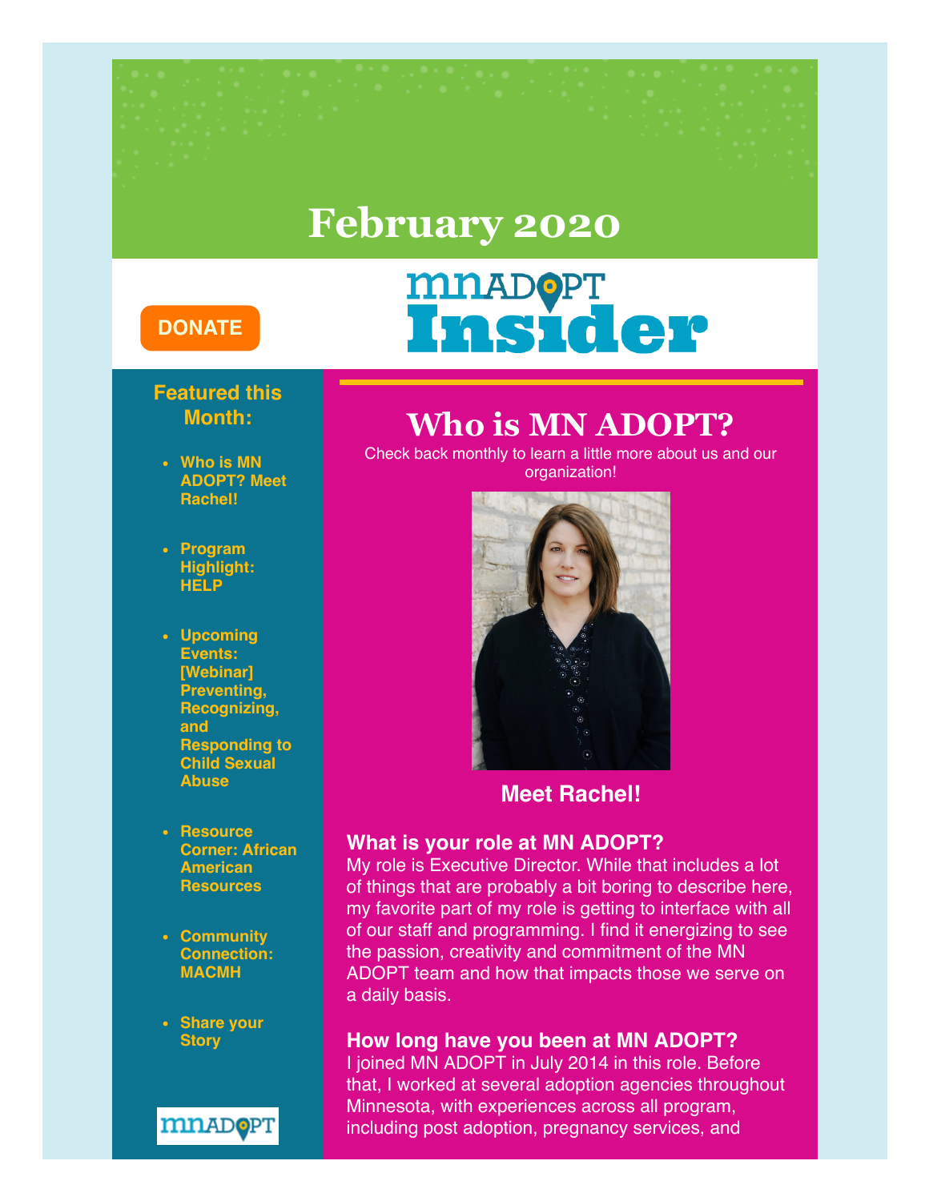# February 2020

DONATE

MNADOPT Insider

## Featured this Month:

- Who is MN ADOPT? Meet Rachel!
- Program Highlight: HELP
- Upcoming Events: [Webinar] Preventing, Recognizing, and Responding to Child Sexual Abuse
- Resource Corner: African American Resources
- Community Connection: MACMH
- Share your Story

# Who is MN ADOPT?

Check back monthly to learn a little more about us and our organization!

**Meet Rachel!**

### What is your role at MN ADOPT?

My role is Executive Director. While that includes a lot of things that are probably a bit boring to describe here, my favorite part of my role is getting to interface with all of our staff and programming. I find it energizing to see the passion, creativity and commitment of the MN ADOPT team and how that impacts those we serve on a daily basis.

### How long have you been at MN ADOPT?

I joined MN ADOPT in July 2014 in this role. Before that, I worked at several adoption agencies throughout Minnesota, with experiences across all program, including post adoption, pregnancy services, and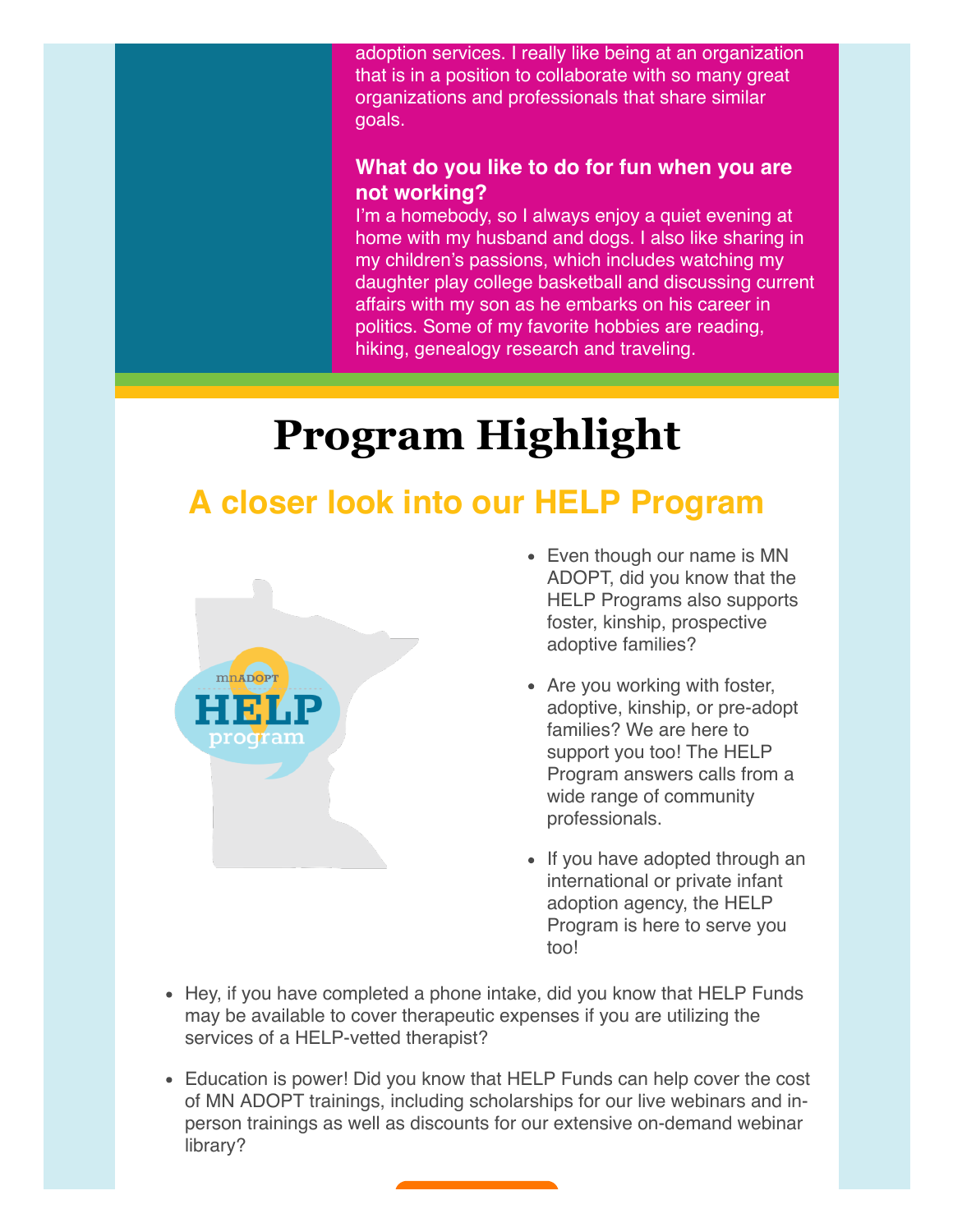adoption services. I really like being at an organization that is in a position to collaborate with so many great organizations and professionals that share similar goals.

**What do you like to do for fun when you are not working?**

I'm a homebody, so I always enjoy a quiet evening at home with my husband and dogs. I also like sharing in my children's passions, which includes watching my daughter play college basketball and discussing current affairs with my son as he embarks on his career in politics. Some of my favorite hobbies are reading, hiking, genealogy research and traveling.

# Program Highlight

## A closer look into our HELP Program

- Even though our name is MN ADOPT, did you know that the HELP Programs also supports foster, kinship, prospective adoptive families?
- Are you working with foster, adoptive, kinship, or pre-adopt families? We are here to support you too! The HELP Program answers calls from a wide range of community professionals.
- If you have adopted through an international or private infant adoption agency, the HELP Program is here to serve you too!
- Hey, if you have completed a phone intake, did you know that HELP Funds may be available to cover therapeutic expenses if you are utilizing the services of a HELP-vetted therapist?
- Education is power! Did you know that HELP Funds can help cover the cost of MN ADOPT trainings, including scholarships for our live webinars and in-person trainings as well as discounts for our extensive on-demand webinar library?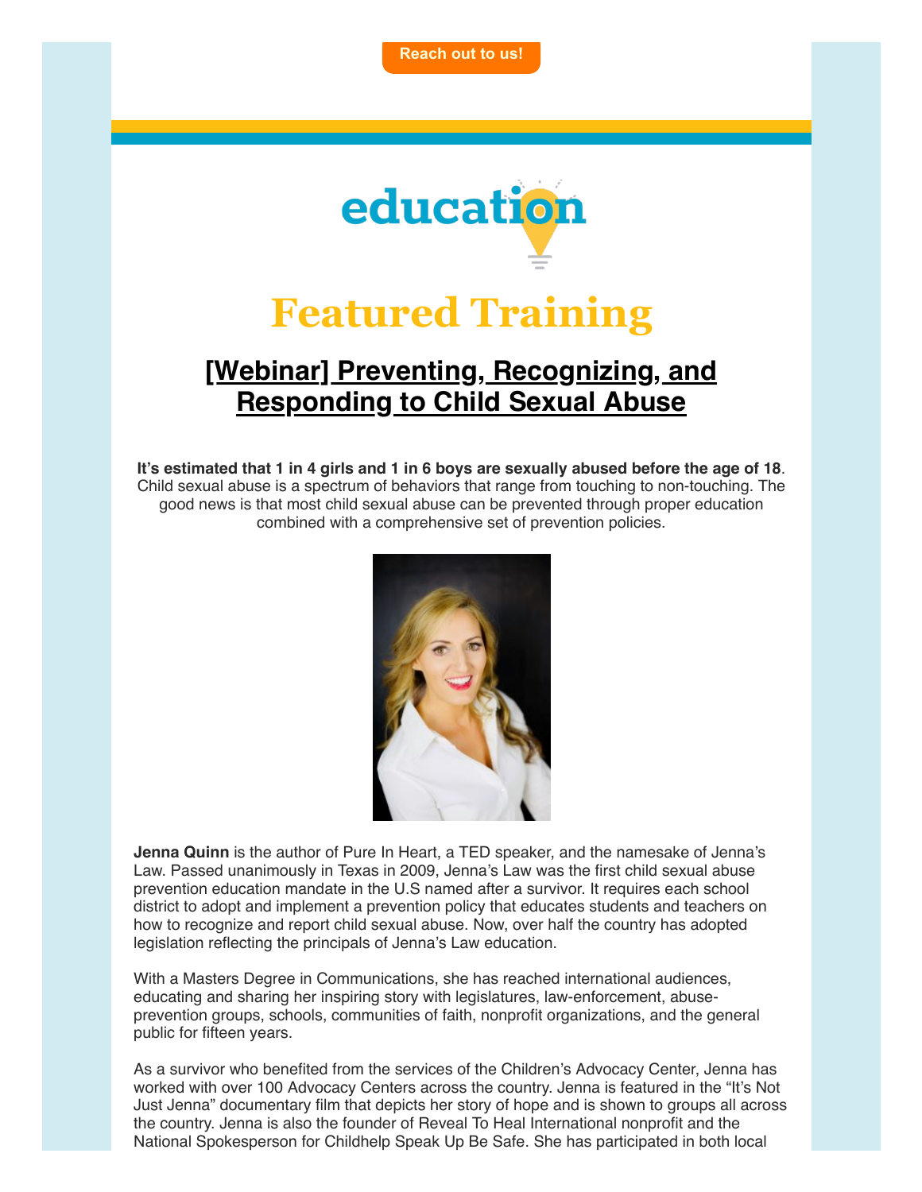Reach out to us!

education

# Featured Training

## [Webinar] Preventing, Recognizing, and Responding to Child Sexual Abuse

**It's estimated that 1 in 4 girls and 1 in 6 boys are sexually abused before the age of 18**. Child sexual abuse is a spectrum of behaviors that range from touching to non-touching. The good news is that most child sexual abuse can be prevented through proper education combined with a comprehensive set of prevention policies.

**Jenna Quinn** is the author of Pure In Heart, a TED speaker, and the namesake of Jenna's Law. Passed unanimously in Texas in 2009, Jenna's Law was the first child sexual abuse prevention education mandate in the U.S named after a survivor. It requires each school district to adopt and implement a prevention policy that educates students and teachers on how to recognize and report child sexual abuse. Now, over half the country has adopted legislation reflecting the principals of Jenna's Law education.

With a Masters Degree in Communications, she has reached international audiences, educating and sharing her inspiring story with legislatures, law-enforcement, abuse-prevention groups, schools, communities of faith, nonprofit organizations, and the general public for fifteen years.

As a survivor who benefited from the services of the Children's Advocacy Center, Jenna has worked with over 100 Advocacy Centers across the country. Jenna is featured in the "It's Not Just Jenna" documentary film that depicts her story of hope and is shown to groups all across the country. Jenna is also the founder of Reveal To Heal International nonprofit and the National Spokesperson for Childhelp Speak Up Be Safe. She has participated in both local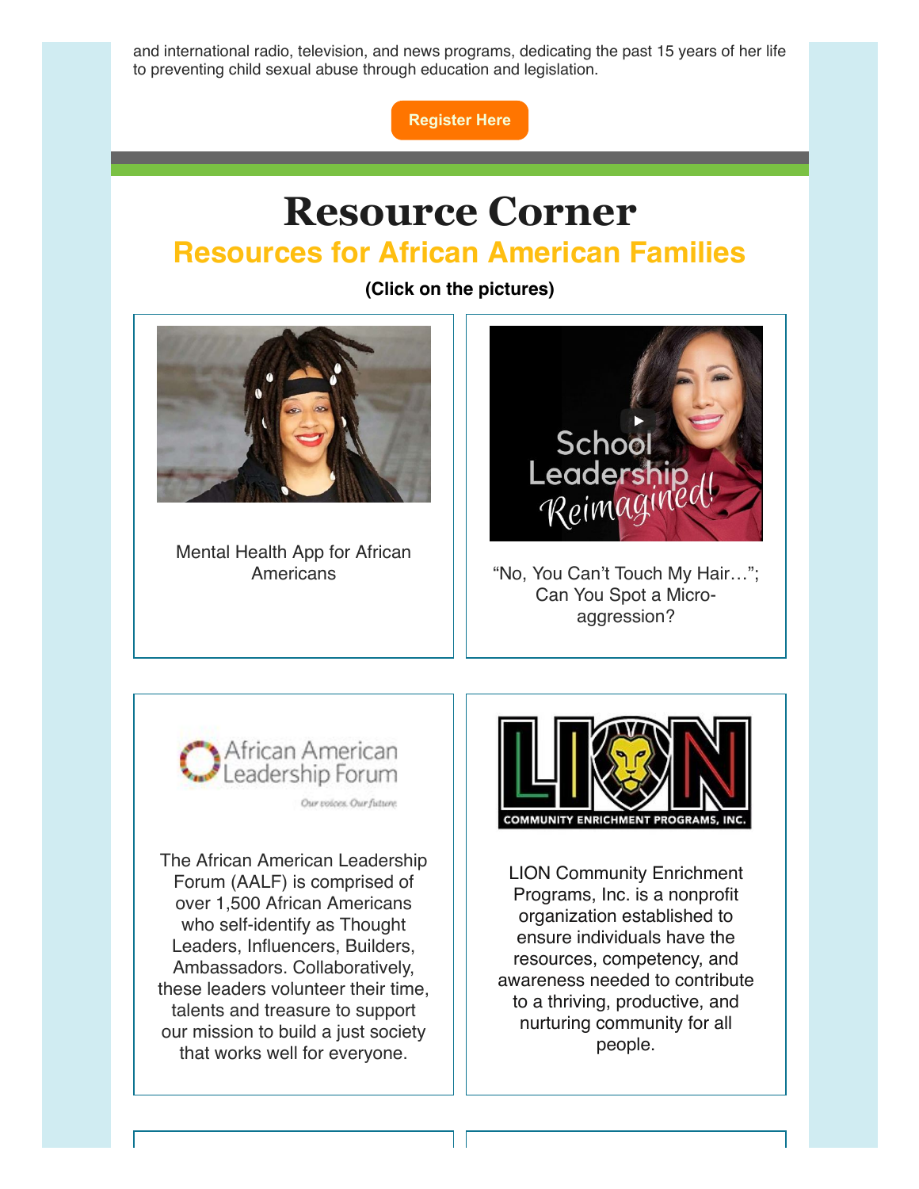and international radio, television, and news programs, dedicating the past 15 years of her life to preventing child sexual abuse through education and legislation.

Register Here

# Resource Corner

## Resources for African American Families

**(Click on the pictures)**

Mental Health App for African Americans

"No, You Can't Touch My Hair…"; Can You Spot a Micro-aggression?

The African American Leadership Forum (AALF) is comprised of over 1,500 African Americans who self-identify as Thought Leaders, Influencers, Builders, Ambassadors. Collaboratively, these leaders volunteer their time, talents and treasure to support our mission to build a just society that works well for everyone.

LION Community Enrichment Programs, Inc. is a nonprofit organization established to ensure individuals have the resources, competency, and awareness needed to contribute to a thriving, productive, and nurturing community for all people.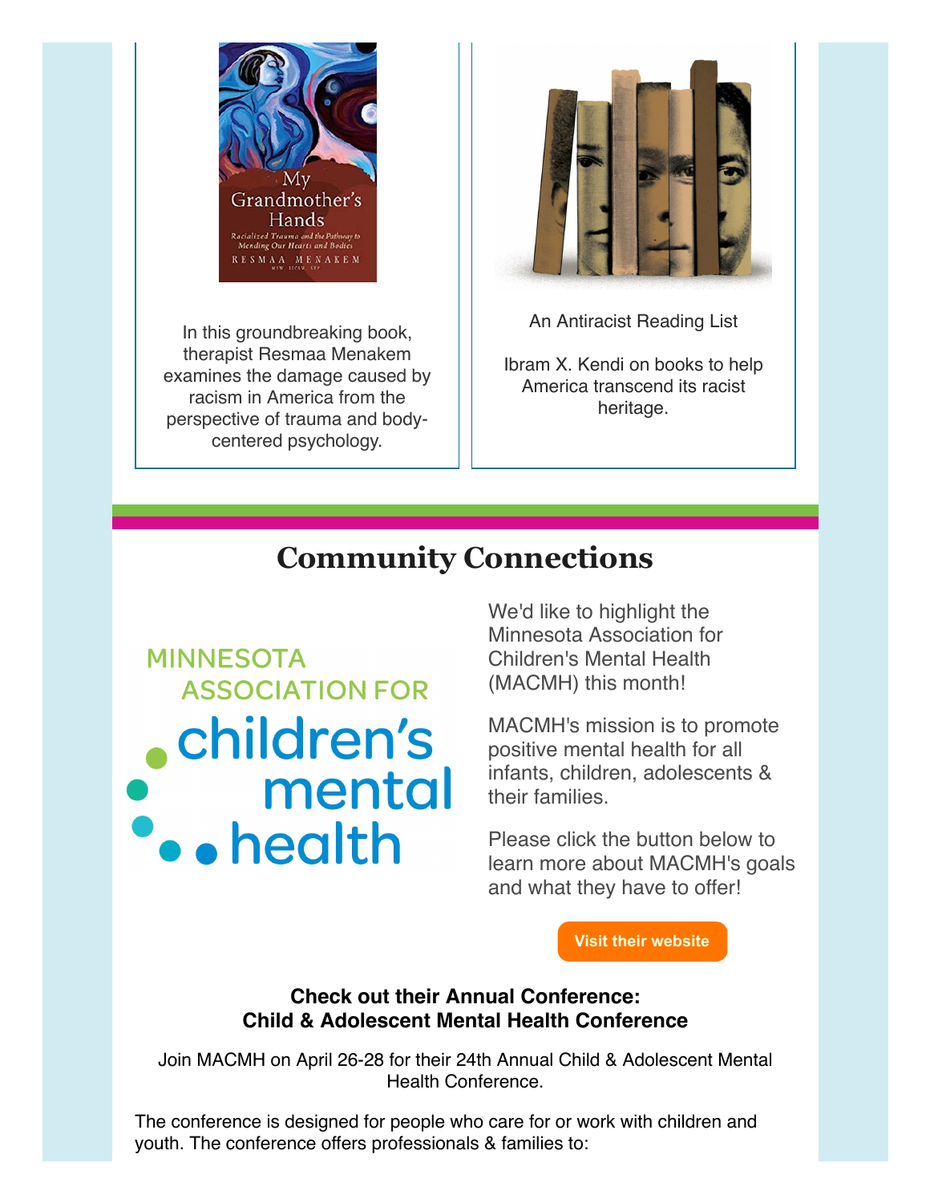In this groundbreaking book, therapist Resmaa Menakem examines the damage caused by racism in America from the perspective of trauma and body-centered psychology.

An Antiracist Reading List

Ibram X. Kendi on books to help America transcend its racist heritage.

## Community Connections

We'd like to highlight the Minnesota Association for Children's Mental Health (MACMH) this month!

MACMH's mission is to promote positive mental health for all infants, children, adolescents & their families.

Please click the button below to learn more about MACMH's goals and what they have to offer!

Visit their website

**Check out their Annual Conference:**
**Child & Adolescent Mental Health Conference**

Join MACMH on April 26-28 for their 24th Annual Child & Adolescent Mental Health Conference.

The conference is designed for people who care for or work with children and youth. The conference offers professionals & families to: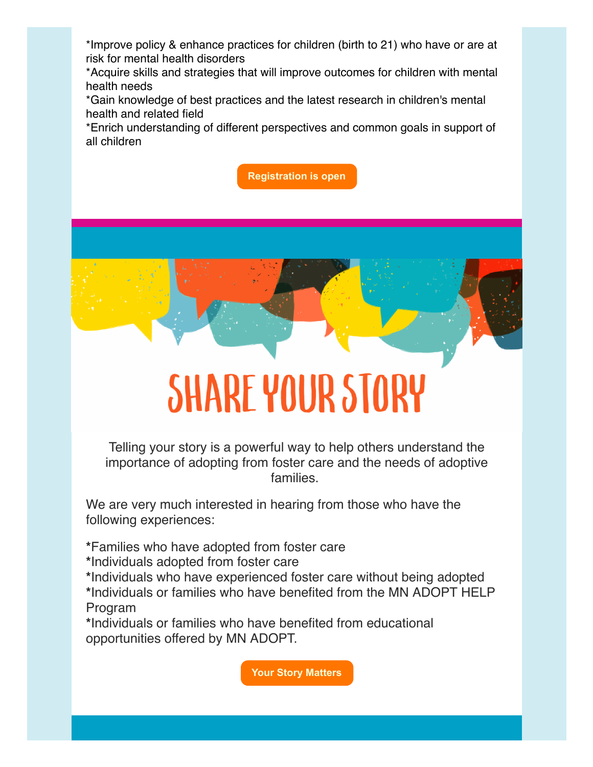*Improve policy & enhance practices for children (birth to 21) who have or are at risk for mental health disorders
*Acquire skills and strategies that will improve outcomes for children with mental health needs
*Gain knowledge of best practices and the latest research in children's mental health and related field
*Enrich understanding of different perspectives and common goals in support of all children

**Registration is open**

# SHARE YOUR STORY

Telling your story is a powerful way to help others understand the importance of adopting from foster care and the needs of adoptive families.

We are very much interested in hearing from those who have the following experiences:

**\***Families who have adopted from foster care
**\***Individuals adopted from foster care
**\***Individuals who have experienced foster care without being adopted
**\***Individuals or families who have benefited from the MN ADOPT HELP Program
**\***Individuals or families who have benefited from educational opportunities offered by MN ADOPT.

**Your Story Matters**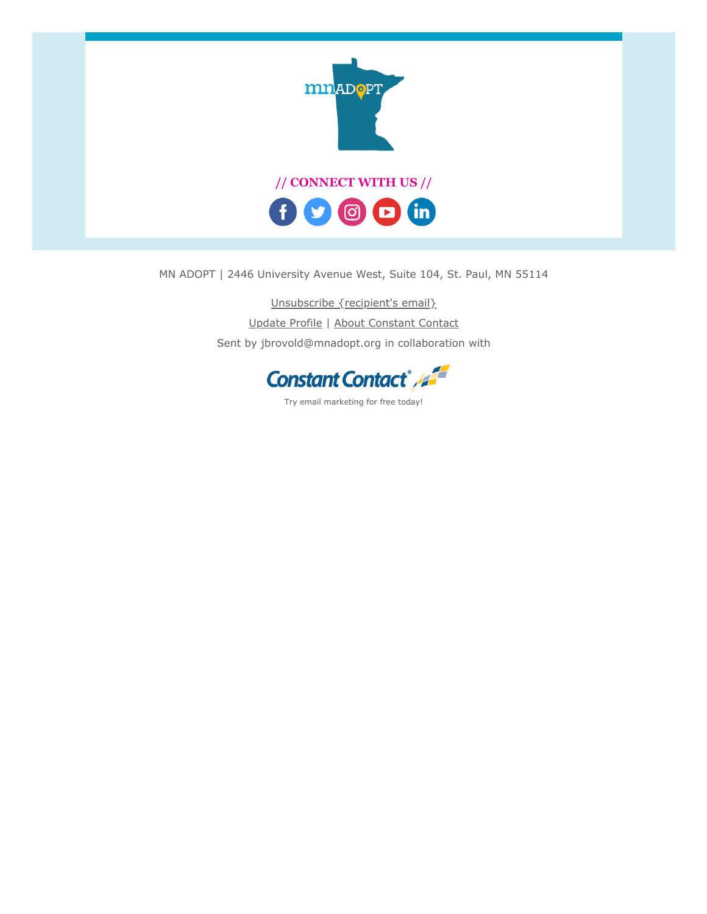mnADOPT

**// CONNECT WITH US //**

MN ADOPT | 2446 University Avenue West, Suite 104, St. Paul, MN 55114

Unsubscribe {recipient's email}

Update Profile | About Constant Contact

Sent by jbrovold@mnadopt.org in collaboration with

Constant Contact

Try email marketing for free today!